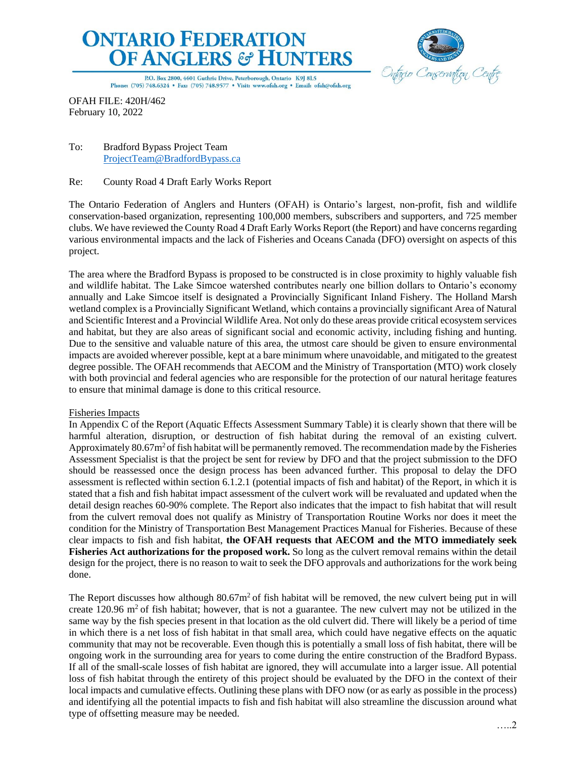# ONTARIO FEDERATION OF ANGLERS & HUNTERS

P.O. Box 2800, 4601 Guthrie Drive, Peterborough, Ontario K9J 8L5
Phone: (705) 748.6324 • Fax: (705) 748.9577 • Visit: www.ofah.org • Email: ofah@ofah.org

Ontario Conservation Centre

OFAH FILE: 420H/462
February 10, 2022

To: Bradford Bypass Project Team
ProjectTeam@BradfordBypass.ca

Re: County Road 4 Draft Early Works Report

The Ontario Federation of Anglers and Hunters (OFAH) is Ontario's largest, non-profit, fish and wildlife conservation-based organization, representing 100,000 members, subscribers and supporters, and 725 member clubs. We have reviewed the County Road 4 Draft Early Works Report (the Report) and have concerns regarding various environmental impacts and the lack of Fisheries and Oceans Canada (DFO) oversight on aspects of this project.

The area where the Bradford Bypass is proposed to be constructed is in close proximity to highly valuable fish and wildlife habitat. The Lake Simcoe watershed contributes nearly one billion dollars to Ontario's economy annually and Lake Simcoe itself is designated a Provincially Significant Inland Fishery. The Holland Marsh wetland complex is a Provincially Significant Wetland, which contains a provincially significant Area of Natural and Scientific Interest and a Provincial Wildlife Area. Not only do these areas provide critical ecosystem services and habitat, but they are also areas of significant social and economic activity, including fishing and hunting. Due to the sensitive and valuable nature of this area, the utmost care should be given to ensure environmental impacts are avoided wherever possible, kept at a bare minimum where unavoidable, and mitigated to the greatest degree possible. The OFAH recommends that AECOM and the Ministry of Transportation (MTO) work closely with both provincial and federal agencies who are responsible for the protection of our natural heritage features to ensure that minimal damage is done to this critical resource.

## Fisheries Impacts

In Appendix C of the Report (Aquatic Effects Assessment Summary Table) it is clearly shown that there will be harmful alteration, disruption, or destruction of fish habitat during the removal of an existing culvert. Approximately 80.67m$^2$ of fish habitat will be permanently removed. The recommendation made by the Fisheries Assessment Specialist is that the project be sent for review by DFO and that the project submission to the DFO should be reassessed once the design process has been advanced further. This proposal to delay the DFO assessment is reflected within section 6.1.2.1 (potential impacts of fish and habitat) of the Report, in which it is stated that a fish and fish habitat impact assessment of the culvert work will be revaluated and updated when the detail design reaches 60-90% complete. The Report also indicates that the impact to fish habitat that will result from the culvert removal does not qualify as Ministry of Transportation Routine Works nor does it meet the condition for the Ministry of Transportation Best Management Practices Manual for Fisheries. Because of these clear impacts to fish and fish habitat, **the OFAH requests that AECOM and the MTO immediately seek Fisheries Act authorizations for the proposed work.** So long as the culvert removal remains within the detail design for the project, there is no reason to wait to seek the DFO approvals and authorizations for the work being done.

The Report discusses how although 80.67m$^2$ of fish habitat will be removed, the new culvert being put in will create 120.96 m$^2$ of fish habitat; however, that is not a guarantee. The new culvert may not be utilized in the same way by the fish species present in that location as the old culvert did. There will likely be a period of time in which there is a net loss of fish habitat in that small area, which could have negative effects on the aquatic community that may not be recoverable. Even though this is potentially a small loss of fish habitat, there will be ongoing work in the surrounding area for years to come during the entire construction of the Bradford Bypass. If all of the small-scale losses of fish habitat are ignored, they will accumulate into a larger issue. All potential loss of fish habitat through the entirety of this project should be evaluated by the DFO in the context of their local impacts and cumulative effects. Outlining these plans with DFO now (or as early as possible in the process) and identifying all the potential impacts to fish and fish habitat will also streamline the discussion around what type of offsetting measure may be needed.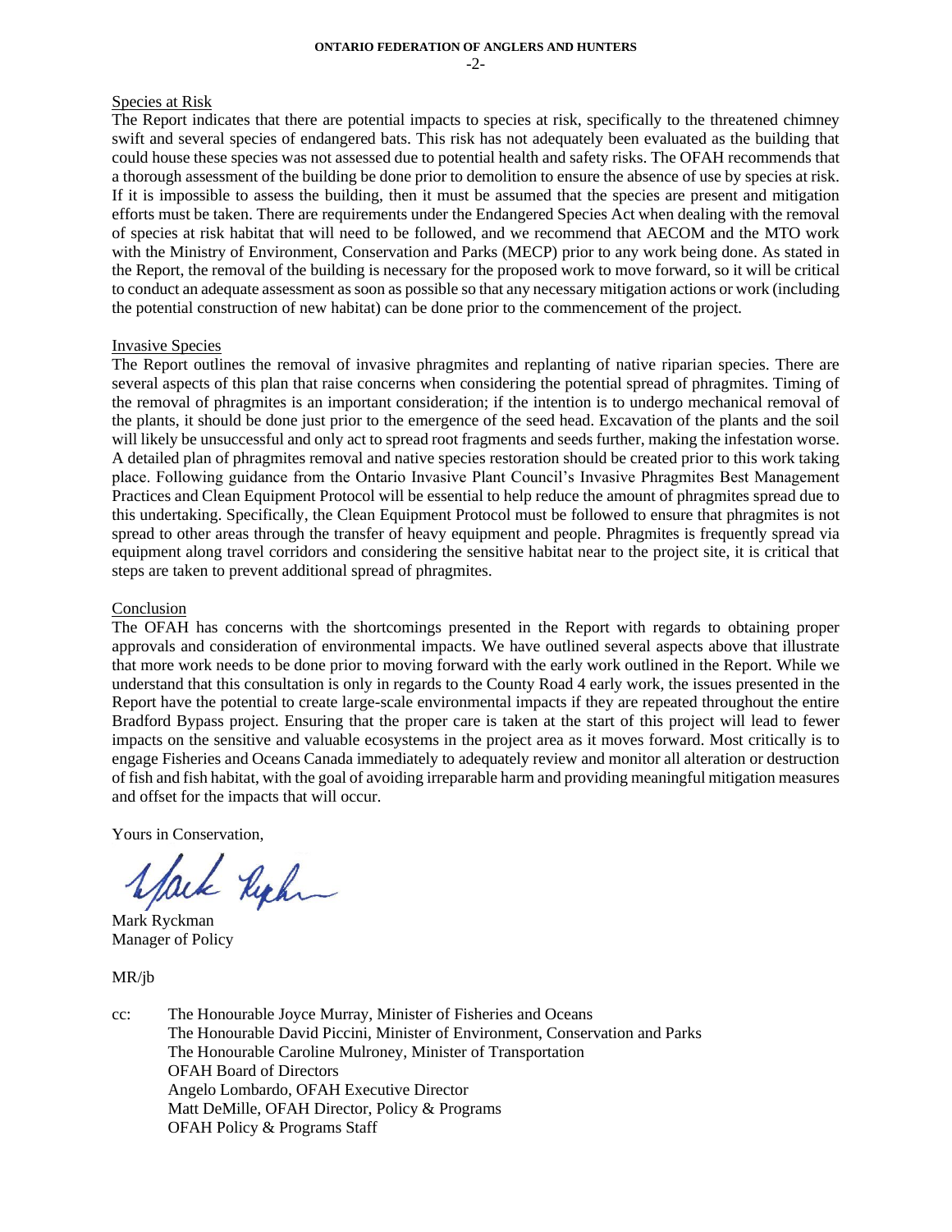Species at Risk

The Report indicates that there are potential impacts to species at risk, specifically to the threatened chimney swift and several species of endangered bats. This risk has not adequately been evaluated as the building that could house these species was not assessed due to potential health and safety risks. The OFAH recommends that a thorough assessment of the building be done prior to demolition to ensure the absence of use by species at risk. If it is impossible to assess the building, then it must be assumed that the species are present and mitigation efforts must be taken. There are requirements under the Endangered Species Act when dealing with the removal of species at risk habitat that will need to be followed, and we recommend that AECOM and the MTO work with the Ministry of Environment, Conservation and Parks (MECP) prior to any work being done. As stated in the Report, the removal of the building is necessary for the proposed work to move forward, so it will be critical to conduct an adequate assessment as soon as possible so that any necessary mitigation actions or work (including the potential construction of new habitat) can be done prior to the commencement of the project.

Invasive Species

The Report outlines the removal of invasive phragmites and replanting of native riparian species. There are several aspects of this plan that raise concerns when considering the potential spread of phragmites. Timing of the removal of phragmites is an important consideration; if the intention is to undergo mechanical removal of the plants, it should be done just prior to the emergence of the seed head. Excavation of the plants and the soil will likely be unsuccessful and only act to spread root fragments and seeds further, making the infestation worse. A detailed plan of phragmites removal and native species restoration should be created prior to this work taking place. Following guidance from the Ontario Invasive Plant Council's Invasive Phragmites Best Management Practices and Clean Equipment Protocol will be essential to help reduce the amount of phragmites spread due to this undertaking. Specifically, the Clean Equipment Protocol must be followed to ensure that phragmites is not spread to other areas through the transfer of heavy equipment and people. Phragmites is frequently spread via equipment along travel corridors and considering the sensitive habitat near to the project site, it is critical that steps are taken to prevent additional spread of phragmites.

Conclusion

The OFAH has concerns with the shortcomings presented in the Report with regards to obtaining proper approvals and consideration of environmental impacts. We have outlined several aspects above that illustrate that more work needs to be done prior to moving forward with the early work outlined in the Report. While we understand that this consultation is only in regards to the County Road 4 early work, the issues presented in the Report have the potential to create large-scale environmental impacts if they are repeated throughout the entire Bradford Bypass project. Ensuring that the proper care is taken at the start of this project will lead to fewer impacts on the sensitive and valuable ecosystems in the project area as it moves forward. Most critically is to engage Fisheries and Oceans Canada immediately to adequately review and monitor all alteration or destruction of fish and fish habitat, with the goal of avoiding irreparable harm and providing meaningful mitigation measures and offset for the impacts that will occur.

Yours in Conservation,

Mark Ryckman
Manager of Policy

MR/jb

cc: The Honourable Joyce Murray, Minister of Fisheries and Oceans
The Honourable David Piccini, Minister of Environment, Conservation and Parks
The Honourable Caroline Mulroney, Minister of Transportation
OFAH Board of Directors
Angelo Lombardo, OFAH Executive Director
Matt DeMille, OFAH Director, Policy & Programs
OFAH Policy & Programs Staff